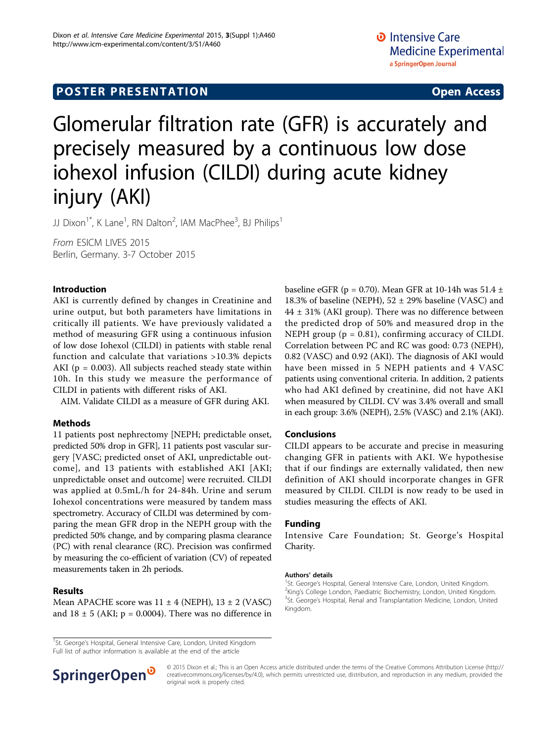POSTER PRESENTATION

Open Access

# Glomerular filtration rate (GFR) is accurately and precisely measured by a continuous low dose iohexol infusion (CILDI) during acute kidney injury (AKI)

JJ Dixon[1*], K Lane[1], RN Dalton[2], IAM MacPhee[3], BJ Philips[1]

*From* ESICM LIVES 2015
Berlin, Germany. 3-7 October 2015

## Introduction

AKI is currently defined by changes in Creatinine and urine output, but both parameters have limitations in critically ill patients. We have previously validated a method of measuring GFR using a continuous infusion of low dose Iohexol (CILDI) in patients with stable renal function and calculate that variations >10.3% depicts AKI ($p = 0.003$). All subjects reached steady state within 10h. In this study we measure the performance of CILDI in patients with different risks of AKI.

AIM. Validate CILDI as a measure of GFR during AKI.

## Methods

11 patients post nephrectomy [NEPH; predictable onset, predicted 50% drop in GFR], 11 patients post vascular surgery [VASC; predicted onset of AKI, unpredictable outcome], and 13 patients with established AKI [AKI; unpredictable onset and outcome] were recruited. CILDI was applied at 0.5mL/h for 24-84h. Urine and serum Iohexol concentrations were measured by tandem mass spectrometry. Accuracy of CILDI was determined by comparing the mean GFR drop in the NEPH group with the predicted 50% change, and by comparing plasma clearance (PC) with renal clearance (RC). Precision was confirmed by measuring the co-efficient of variation (CV) of repeated measurements taken in 2h periods.

## Results

Mean APACHE score was 11 ± 4 (NEPH), 13 ± 2 (VASC) and 18 ± 5 (AKI; $p = 0.0004$). There was no difference in baseline eGFR ($p = 0.70$). Mean GFR at 10-14h was 51.4 ± 18.3% of baseline (NEPH), 52 ± 29% baseline (VASC) and 44 ± 31% (AKI group). There was no difference between the predicted drop of 50% and measured drop in the NEPH group ($p = 0.81$), confirming accuracy of CILDI. Correlation between PC and RC was good: 0.73 (NEPH), 0.82 (VASC) and 0.92 (AKI). The diagnosis of AKI would have been missed in 5 NEPH patients and 4 VASC patients using conventional criteria. In addition, 2 patients who had AKI defined by creatinine, did not have AKI when measured by CILDI. CV was 3.4% overall and small in each group: 3.6% (NEPH), 2.5% (VASC) and 2.1% (AKI).

## Conclusions

CILDI appears to be accurate and precise in measuring changing GFR in patients with AKI. We hypothesise that if our findings are externally validated, then new definition of AKI should incorporate changes in GFR measured by CILDI. CILDI is now ready to be used in studies measuring the effects of AKI.

## Funding

Intensive Care Foundation; St. George's Hospital Charity.

### Authors' details

[1]St. George's Hospital, General Intensive Care, London, United Kingdom.
[2]King's College London, Paediatric Biochemistry, London, United Kingdom.
[3]St. George's Hospital, Renal and Transplantation Medicine, London, United Kingdom.

[1]St. George's Hospital, General Intensive Care, London, United Kingdom
Full list of author information is available at the end of the article

© 2015 Dixon et al.; This is an Open Access article distributed under the terms of the Creative Commons Attribution License (http://creativecommons.org/licenses/by/4.0), which permits unrestricted use, distribution, and reproduction in any medium, provided the original work is properly cited.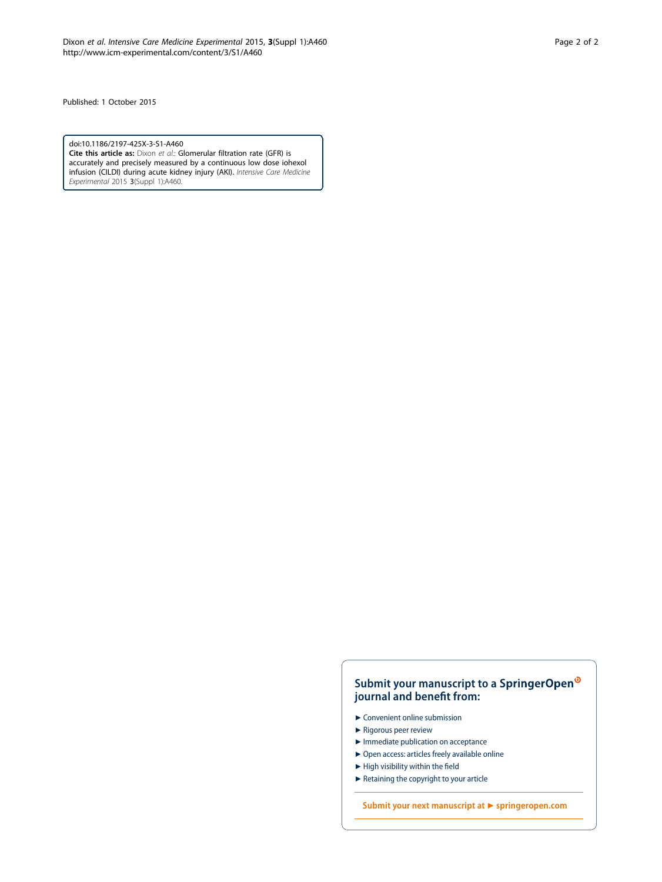Published: 1 October 2015

doi:10.1186/2197-425X-3-S1-A460
**Cite this article as:** Dixon *et al.*: Glomerular filtration rate (GFR) is accurately and precisely measured by a continuous low dose iohexol infusion (CILDI) during acute kidney injury (AKI). *Intensive Care Medicine Experimental* 2015 **3**(Suppl 1):A460.

**Submit your manuscript to a SpringerOpen journal and benefit from:**

- ► Convenient online submission
- ► Rigorous peer review
- ► Immediate publication on acceptance
- ► Open access: articles freely available online
- ► High visibility within the field
- ► Retaining the copyright to your article

**Submit your next manuscript at ► springeropen.com**